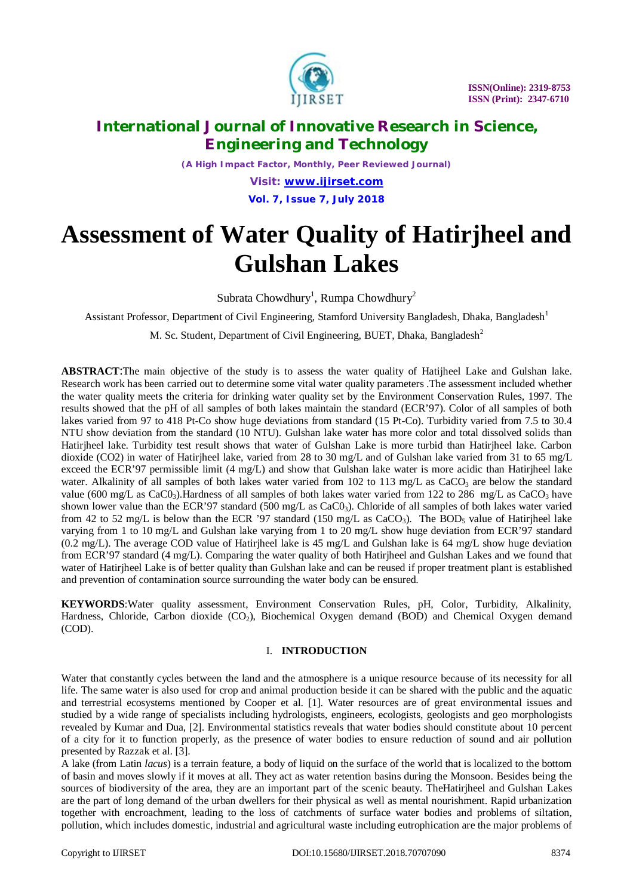# Assessment of Water Quality of Hatirjheel and Gulshan Lakes

Subrata Chowdhury[1], Rumpa Chowdhury[2]

Assistant Professor, Department of Civil Engineering, Stamford University Bangladesh, Dhaka, Bangladesh[1]

M. Sc. Student, Department of Civil Engineering, BUET, Dhaka, Bangladesh[2]

**ABSTRACT**:The main objective of the study is to assess the water quality of Hatijheel Lake and Gulshan lake. Research work has been carried out to determine some vital water quality parameters .The assessment included whether the water quality meets the criteria for drinking water quality set by the Environment Conservation Rules, 1997. The results showed that the pH of all samples of both lakes maintain the standard (ECR'97). Color of all samples of both lakes varied from 97 to 418 Pt-Co show huge deviations from standard (15 Pt-Co). Turbidity varied from 7.5 to 30.4 NTU show deviation from the standard (10 NTU). Gulshan lake water has more color and total dissolved solids than Hatirjheel lake. Turbidity test result shows that water of Gulshan Lake is more turbid than Hatirjheel lake. Carbon dioxide (CO2) in water of Hatirjheel lake, varied from 28 to 30 mg/L and of Gulshan lake varied from 31 to 65 mg/L exceed the ECR'97 permissible limit (4 mg/L) and show that Gulshan lake water is more acidic than Hatirjheel lake water. Alkalinity of all samples of both lakes water varied from 102 to 113 mg/L as $CaCO_3$ are below the standard value (600 mg/L as $CaC0_3$).Hardness of all samples of both lakes water varied from 122 to 286 mg/L as $CaCO_3$ have shown lower value than the ECR'97 standard (500 mg/L as $CaC0_3$). Chloride of all samples of both lakes water varied from 42 to 52 mg/L is below than the ECR '97 standard (150 mg/L as $CaCO_3$). The $BOD_5$ value of Hatirjheel lake varying from 1 to 10 mg/L and Gulshan lake varying from 1 to 20 mg/L show huge deviation from ECR'97 standard (0.2 mg/L). The average COD value of Hatirjheel lake is 45 mg/L and Gulshan lake is 64 mg/L show huge deviation from ECR'97 standard (4 mg/L). Comparing the water quality of both Hatirjheel and Gulshan Lakes and we found that water of Hatirjheel Lake is of better quality than Gulshan lake and can be reused if proper treatment plant is established and prevention of contamination source surrounding the water body can be ensured.

**KEYWORDS**:Water quality assessment, Environment Conservation Rules, pH, Color, Turbidity, Alkalinity, Hardness, Chloride, Carbon dioxide ($CO_2$), Biochemical Oxygen demand (BOD) and Chemical Oxygen demand (COD).

## I. INTRODUCTION

Water that constantly cycles between the land and the atmosphere is a unique resource because of its necessity for all life. The same water is also used for crop and animal production beside it can be shared with the public and the aquatic and terrestrial ecosystems mentioned by Cooper et al. [1]. Water resources are of great environmental issues and studied by a wide range of specialists including hydrologists, engineers, ecologists, geologists and geo morphologists revealed by Kumar and Dua, [2]. Environmental statistics reveals that water bodies should constitute about 10 percent of a city for it to function properly, as the presence of water bodies to ensure reduction of sound and air pollution presented by Razzak et al. [3].

A lake (from Latin *lacus*) is a terrain feature, a body of liquid on the surface of the world that is localized to the bottom of basin and moves slowly if it moves at all. They act as water retention basins during the Monsoon. Besides being the sources of biodiversity of the area, they are an important part of the scenic beauty. TheHatirjheel and Gulshan Lakes are the part of long demand of the urban dwellers for their physical as well as mental nourishment. Rapid urbanization together with encroachment, leading to the loss of catchments of surface water bodies and problems of siltation, pollution, which includes domestic, industrial and agricultural waste including eutrophication are the major problems of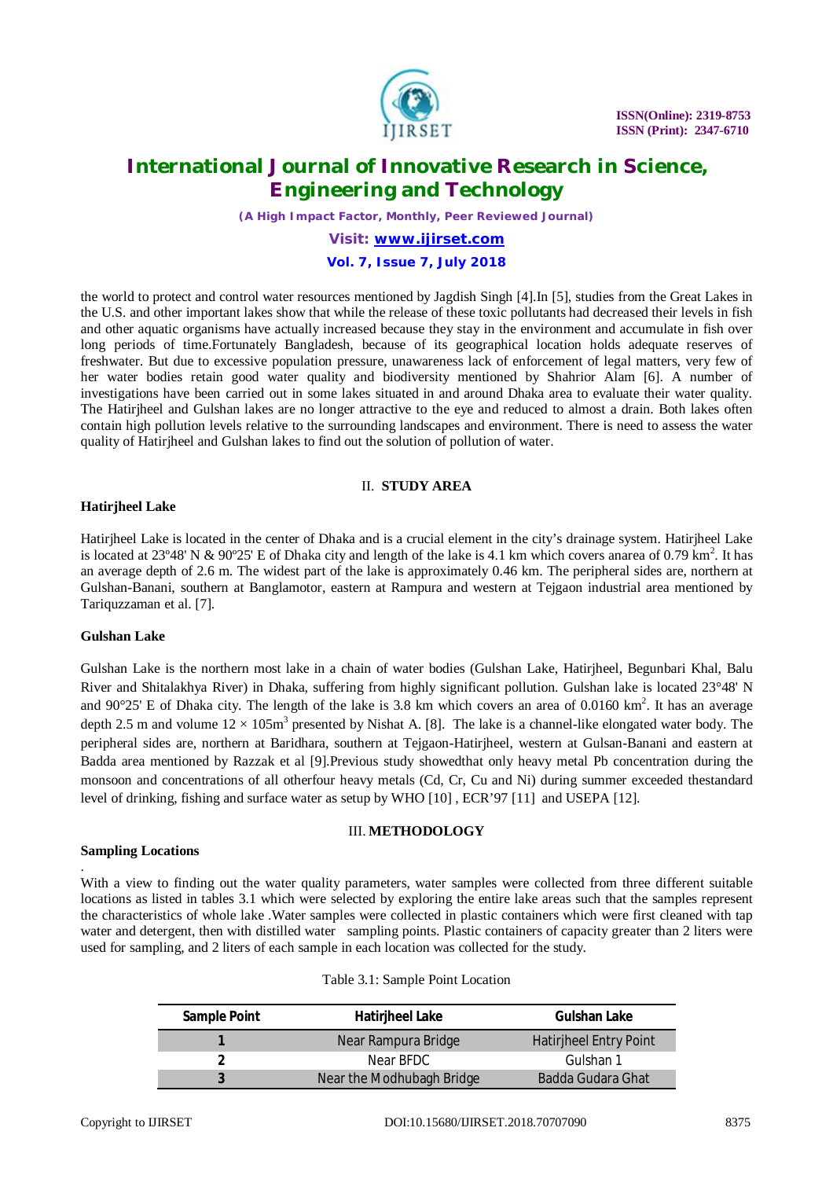the world to protect and control water resources mentioned by Jagdish Singh [4].In [5], studies from the Great Lakes in the U.S. and other important lakes show that while the release of these toxic pollutants had decreased their levels in fish and other aquatic organisms have actually increased because they stay in the environment and accumulate in fish over long periods of time.Fortunately Bangladesh, because of its geographical location holds adequate reserves of freshwater. But due to excessive population pressure, unawareness lack of enforcement of legal matters, very few of her water bodies retain good water quality and biodiversity mentioned by Shahrior Alam [6]. A number of investigations have been carried out in some lakes situated in and around Dhaka area to evaluate their water quality. The Hatirjheel and Gulshan lakes are no longer attractive to the eye and reduced to almost a drain. Both lakes often contain high pollution levels relative to the surrounding landscapes and environment. There is need to assess the water quality of Hatirjheel and Gulshan lakes to find out the solution of pollution of water.

## II. STUDY AREA

**Hatirjheel Lake**

Hatirjheel Lake is located in the center of Dhaka and is a crucial element in the city's drainage system. Hatirjheel Lake is located at 23º48' N & 90º25' E of Dhaka city and length of the lake is 4.1 km which covers anarea of 0.79 km$^2$. It has an average depth of 2.6 m. The widest part of the lake is approximately 0.46 km. The peripheral sides are, northern at Gulshan-Banani, southern at Banglamotor, eastern at Rampura and western at Tejgaon industrial area mentioned by Tariquzzaman et al. [7].

**Gulshan Lake**

Gulshan Lake is the northern most lake in a chain of water bodies (Gulshan Lake, Hatirjheel, Begunbari Khal, Balu River and Shitalakhya River) in Dhaka, suffering from highly significant pollution. Gulshan lake is located 23°48' N and 90°25' E of Dhaka city. The length of the lake is 3.8 km which covers an area of 0.0160 km$^2$. It has an average depth 2.5 m and volume $12 \times 105 m^3$ presented by Nishat A. [8]. The lake is a channel-like elongated water body. The peripheral sides are, northern at Baridhara, southern at Tejgaon-Hatirjheel, western at Gulsan-Banani and eastern at Badda area mentioned by Razzak et al [9].Previous study showedthat only heavy metal Pb concentration during the monsoon and concentrations of all otherfour heavy metals (Cd, Cr, Cu and Ni) during summer exceeded thestandard level of drinking, fishing and surface water as setup by WHO [10] , ECR'97 [11] and USEPA [12].

## III. METHODOLOGY

**Sampling Locations**

.
With a view to finding out the water quality parameters, water samples were collected from three different suitable locations as listed in tables 3.1 which were selected by exploring the entire lake areas such that the samples represent the characteristics of whole lake .Water samples were collected in plastic containers which were first cleaned with tap water and detergent, then with distilled water sampling points. Plastic containers of capacity greater than 2 liters were used for sampling, and 2 liters of each sample in each location was collected for the study.

Table 3.1: Sample Point Location

| Sample Point | Hatirjheel Lake | Gulshan Lake |
|---|---|---|
| 1 | Near Rampura Bridge | Hatirjheel Entry Point |
| 2 | Near BFDC | Gulshan 1 |
| 3 | Near the Modhubagh Bridge | Badda Gudara Ghat |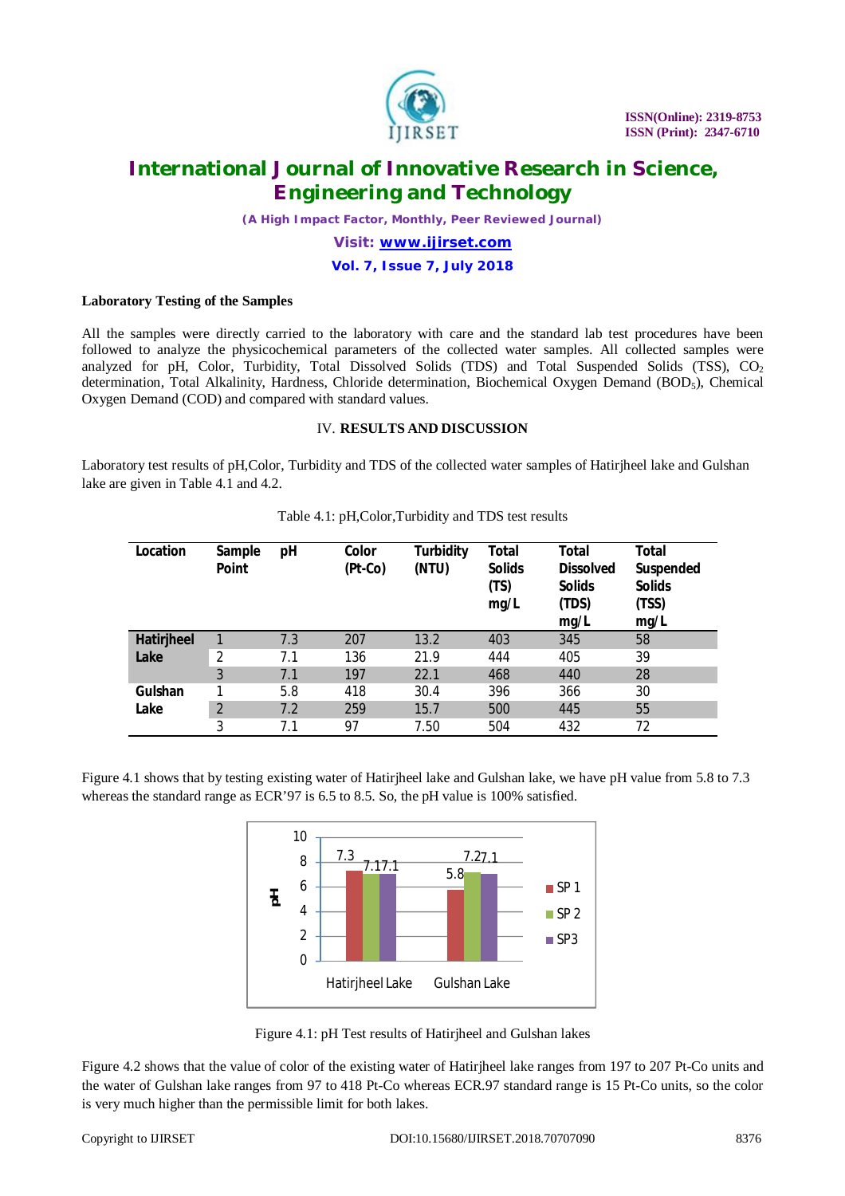**Laboratory Testing of the Samples**

All the samples were directly carried to the laboratory with care and the standard lab test procedures have been followed to analyze the physicochemical parameters of the collected water samples. All collected samples were analyzed for pH, Color, Turbidity, Total Dissolved Solids (TDS) and Total Suspended Solids (TSS), $CO_2$ determination, Total Alkalinity, Hardness, Chloride determination, Biochemical Oxygen Demand ($BOD_5$), Chemical Oxygen Demand (COD) and compared with standard values.

## IV. RESULTS AND DISCUSSION

Laboratory test results of pH,Color, Turbidity and TDS of the collected water samples of Hatirjheel lake and Gulshan lake are given in Table 4.1 and 4.2.

Table 4.1: pH,Color,Turbidity and TDS test results

| Location | Sample Point | pH | Color (Pt-Co) | Turbidity (NTU) | Total Solids (TS) mg/L | Total Dissolved Solids (TDS) mg/L | Total Suspended Solids (TSS) mg/L |
|---|---|---|---|---|---|---|---|
| Hatirjheel Lake | 1 | 7.3 | 207 | 13.2 | 403 | 345 | 58 |
| | 2 | 7.1 | 136 | 21.9 | 444 | 405 | 39 |
| | 3 | 7.1 | 197 | 22.1 | 468 | 440 | 28 |
| Gulshan Lake | 1 | 5.8 | 418 | 30.4 | 396 | 366 | 30 |
| | 2 | 7.2 | 259 | 15.7 | 500 | 445 | 55 |
| | 3 | 7.1 | 97 | 7.50 | 504 | 432 | 72 |

Figure 4.1 shows that by testing existing water of Hatirjheel lake and Gulshan lake, we have pH value from 5.8 to 7.3 whereas the standard range as ECR'97 is 6.5 to 8.5. So, the pH value is 100% satisfied.

| | SP 1 | SP 2 | SP3 |
|---|---|---|---|
| Hatirjheel Lake | 7.3 | 7.1 | 7.1 |
| Gulshan Lake | 5.8 | 7.2 | 7.1 |

Figure 4.1: pH Test results of Hatirjheel and Gulshan lakes

Figure 4.2 shows that the value of color of the existing water of Hatirjheel lake ranges from 197 to 207 Pt-Co units and the water of Gulshan lake ranges from 97 to 418 Pt-Co whereas ECR.97 standard range is 15 Pt-Co units, so the color is very much higher than the permissible limit for both lakes.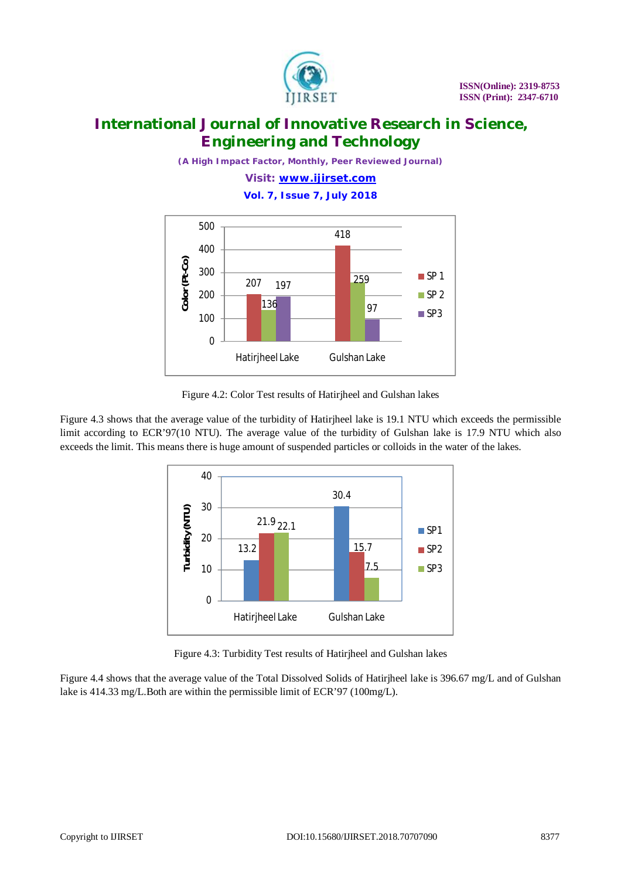Figure 4.2: Color Test results of Hatirjheel and Gulshan lakes

Figure 4.3 shows that the average value of the turbidity of Hatirjheel lake is 19.1 NTU which exceeds the permissible limit according to ECR'97(10 NTU). The average value of the turbidity of Gulshan lake is 17.9 NTU which also exceeds the limit. This means there is huge amount of suspended particles or colloids in the water of the lakes.

Figure 4.3: Turbidity Test results of Hatirjheel and Gulshan lakes

Figure 4.4 shows that the average value of the Total Dissolved Solids of Hatirjheel lake is 396.67 mg/L and of Gulshan lake is 414.33 mg/L.Both are within the permissible limit of ECR'97 (100mg/L).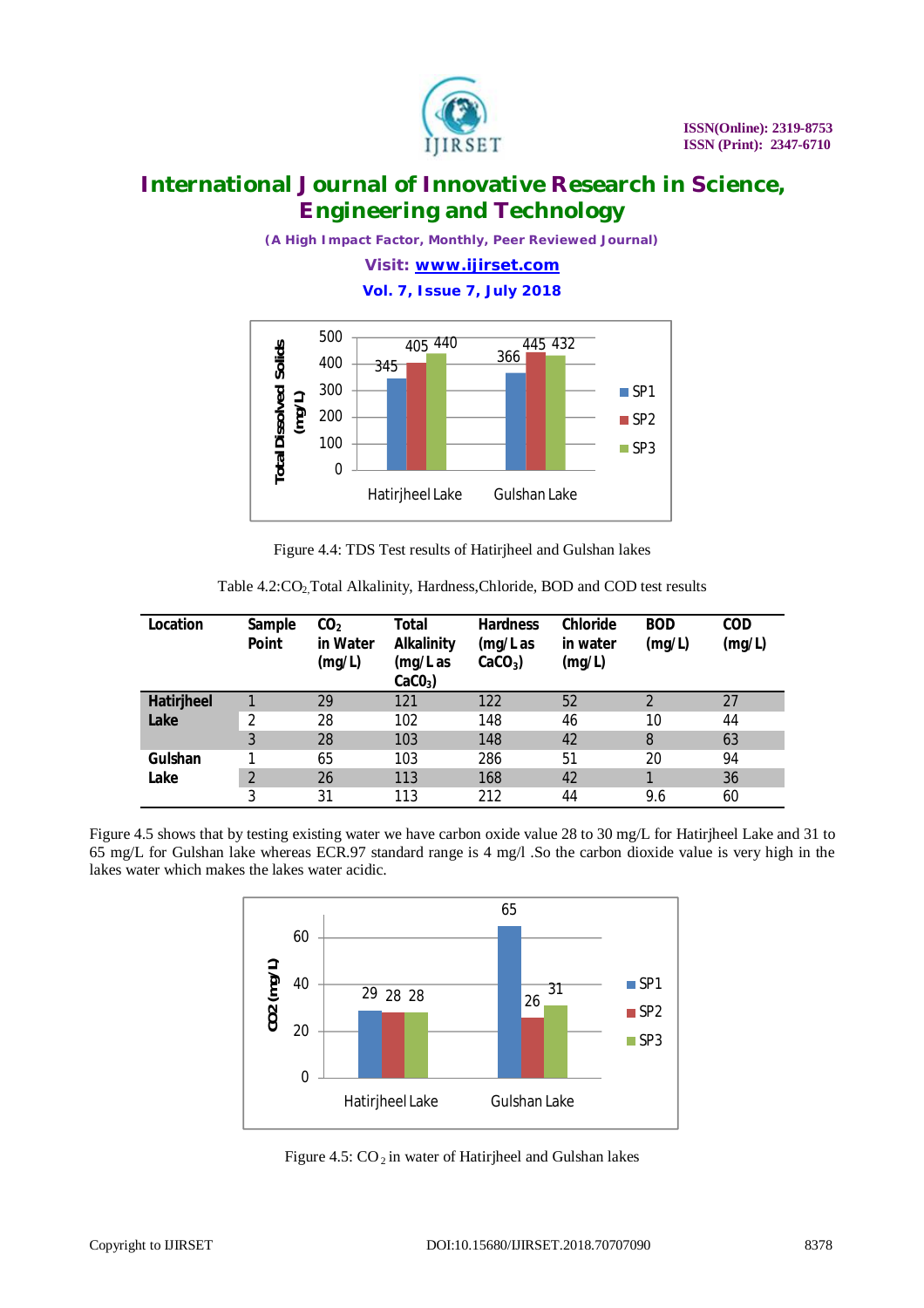Figure 4.4: TDS Test results of Hatirjheel and Gulshan lakes

Table 4.2: $CO_2$, Total Alkalinity, Hardness, Chloride, BOD and COD test results

| Location | Sample Point | $CO_2$ in Water (mg/L) | Total Alkalinity (mg/L as $CaCO_3$) | Hardness (mg/L as $CaCO_3$) | Chloride in water (mg/L) | BOD (mg/L) | COD (mg/L) |
|---|---|---|---|---|---|---|---|
| Hatirjheel Lake | 1 | 29 | 121 | 122 | 52 | 2 | 27 |
| | 2 | 28 | 102 | 148 | 46 | 10 | 44 |
| | 3 | 28 | 103 | 148 | 42 | 8 | 63 |
| Gulshan Lake | 1 | 65 | 103 | 286 | 51 | 20 | 94 |
| | 2 | 26 | 113 | 168 | 42 | 1 | 36 |
| | 3 | 31 | 113 | 212 | 44 | 9.6 | 60 |

Figure 4.5 shows that by testing existing water we have carbon oxide value 28 to 30 mg/L for Hatirjheel Lake and 31 to 65 mg/L for Gulshan lake whereas ECR.97 standard range is 4 mg/l .So the carbon dioxide value is very high in the lakes water which makes the lakes water acidic.

Figure 4.5: $CO_2$ in water of Hatirjheel and Gulshan lakes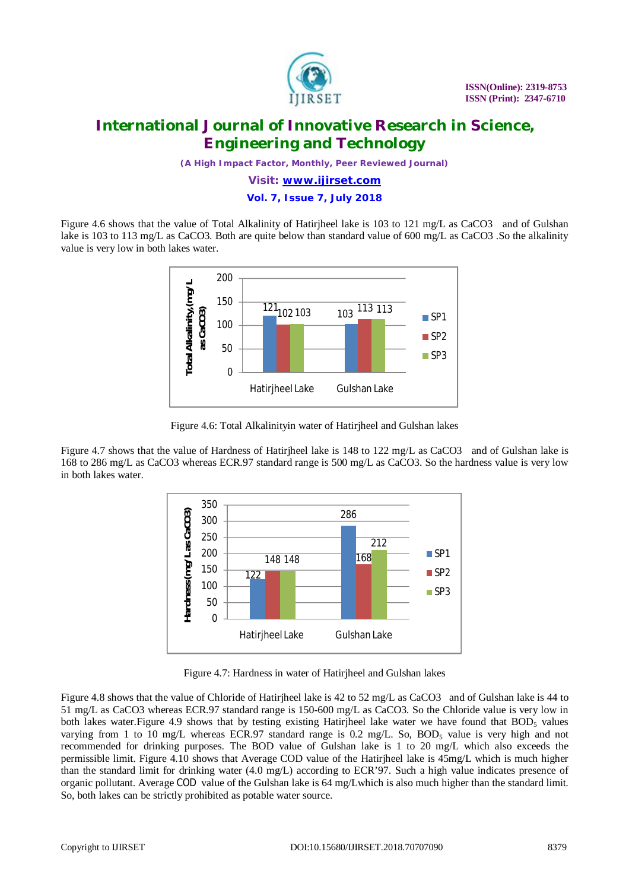Figure 4.6 shows that the value of Total Alkalinity of Hatirjheel lake is 103 to 121 mg/L as CaCO3 and of Gulshan lake is 103 to 113 mg/L as CaCO3. Both are quite below than standard value of 600 mg/L as CaCO3 .So the alkalinity value is very low in both lakes water.

Figure 4.6: Total Alkalinityin water of Hatirjheel and Gulshan lakes

Figure 4.7 shows that the value of Hardness of Hatirjheel lake is 148 to 122 mg/L as CaCO3 and of Gulshan lake is 168 to 286 mg/L as CaCO3 whereas ECR.97 standard range is 500 mg/L as CaCO3. So the hardness value is very low in both lakes water.

Figure 4.7: Hardness in water of Hatirjheel and Gulshan lakes

Figure 4.8 shows that the value of Chloride of Hatirjheel lake is 42 to 52 mg/L as CaCO3 and of Gulshan lake is 44 to 51 mg/L as CaCO3 whereas ECR.97 standard range is 150-600 mg/L as CaCO3. So the Chloride value is very low in both lakes water.Figure 4.9 shows that by testing existing Hatirjheel lake water we have found that $BOD_5$ values varying from 1 to 10 mg/L whereas ECR.97 standard range is 0.2 mg/L. So, $BOD_5$ value is very high and not recommended for drinking purposes. The BOD value of Gulshan lake is 1 to 20 mg/L which also exceeds the permissible limit. Figure 4.10 shows that Average COD value of the Hatirjheel lake is 45mg/L which is much higher than the standard limit for drinking water (4.0 mg/L) according to ECR'97. Such a high value indicates presence of organic pollutant. Average COD value of the Gulshan lake is 64 mg/Lwhich is also much higher than the standard limit. So, both lakes can be strictly prohibited as potable water source.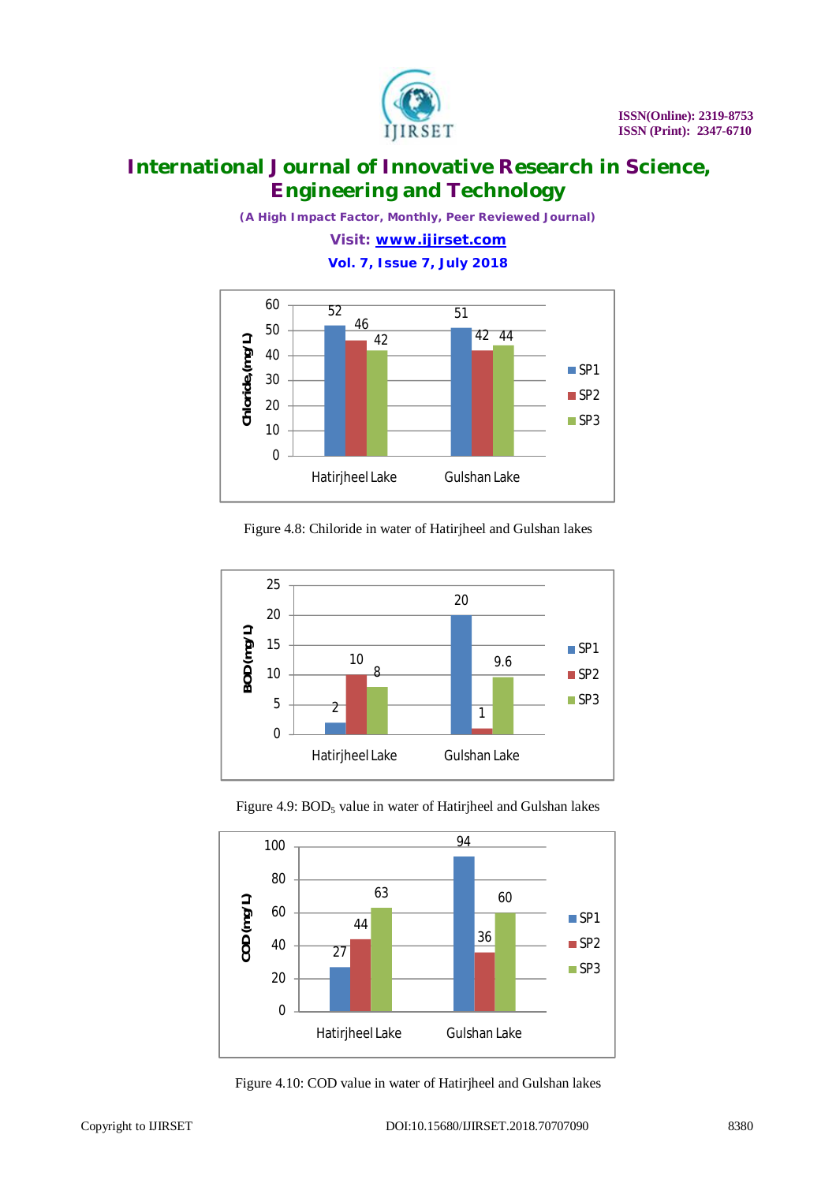Figure 4.8: Chloride in water of Hatirjheel and Gulshan lakes

Figure 4.9: $BOD_5$ value in water of Hatirjheel and Gulshan lakes

Figure 4.10: COD value in water of Hatirjheel and Gulshan lakes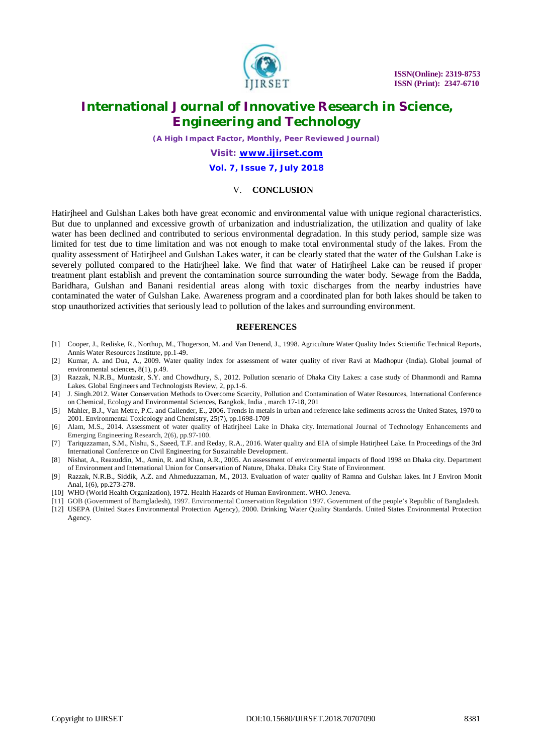## V. CONCLUSION

Hatirjheel and Gulshan Lakes both have great economic and environmental value with unique regional characteristics. But due to unplanned and excessive growth of urbanization and industrialization, the utilization and quality of lake water has been declined and contributed to serious environmental degradation. In this study period, sample size was limited for test due to time limitation and was not enough to make total environmental study of the lakes. From the quality assessment of Hatirjheel and Gulshan Lakes water, it can be clearly stated that the water of the Gulshan Lake is severely polluted compared to the Hatirjheel lake. We find that water of Hatirjheel Lake can be reused if proper treatment plant establish and prevent the contamination source surrounding the water body. Sewage from the Badda, Baridhara, Gulshan and Banani residential areas along with toxic discharges from the nearby industries have contaminated the water of Gulshan Lake. Awareness program and a coordinated plan for both lakes should be taken to stop unauthorized activities that seriously lead to pollution of the lakes and surrounding environment.

## REFERENCES

[1] Cooper, J., Rediske, R., Northup, M., Thogerson, M. and Van Denend, J., 1998. Agriculture Water Quality Index Scientific Technical Reports, Annis Water Resources Institute, pp.1-49.

[2] Kumar, A. and Dua, A., 2009. Water quality index for assessment of water quality of river Ravi at Madhopur (India). Global journal of environmental sciences, 8(1), p.49.

[3] Razzak, N.R.B., Muntasir, S.Y. and Chowdhury, S., 2012. Pollution scenario of Dhaka City Lakes: a case study of Dhanmondi and Ramna Lakes. Global Engineers and Technologists Review, 2, pp.1-6.

[4] J. Singh.2012. Water Conservation Methods to Overcome Scarcity, Pollution and Contamination of Water Resources, International Conference on Chemical, Ecology and Environmental Sciences, Bangkok, India , march 17-18, 201

[5] Mahler, B.J., Van Metre, P.C. and Callender, E., 2006. Trends in metals in urban and reference lake sediments across the United States, 1970 to 2001. Environmental Toxicology and Chemistry, 25(7), pp.1698-1709

[6] Alam, M.S., 2014. Assessment of water quality of Hatirjheel Lake in Dhaka city. International Journal of Technology Enhancements and Emerging Engineering Research, 2(6), pp.97-100.

[7] Tariquzzaman, S.M., Nishu, S., Saeed, T.F. and Reday, R.A., 2016. Water quality and EIA of simple Hatirjheel Lake. In Proceedings of the 3rd International Conference on Civil Engineering for Sustainable Development.

[8] Nishat, A., Reazuddin, M., Amin, R. and Khan, A.R., 2005. An assessment of environmental impacts of flood 1998 on Dhaka city. Department of Environment and International Union for Conservation of Nature, Dhaka. Dhaka City State of Environment.

[9] Razzak, N.R.B., Siddik, A.Z. and Ahmeduzzaman, M., 2013. Evaluation of water quality of Ramna and Gulshan lakes. Int J Environ Monit Anal, 1(6), pp.273-278.

[10] WHO (World Health Organization), 1972. Health Hazards of Human Environment. WHO. Jeneva.

[11] GOB (Government of Bamgladesh), 1997. Environmental Conservation Regulation 1997. Government of the people's Republic of Bangladesh.

[12] USEPA (United States Environmental Protection Agency), 2000. Drinking Water Quality Standards. United States Environmental Protection Agency.